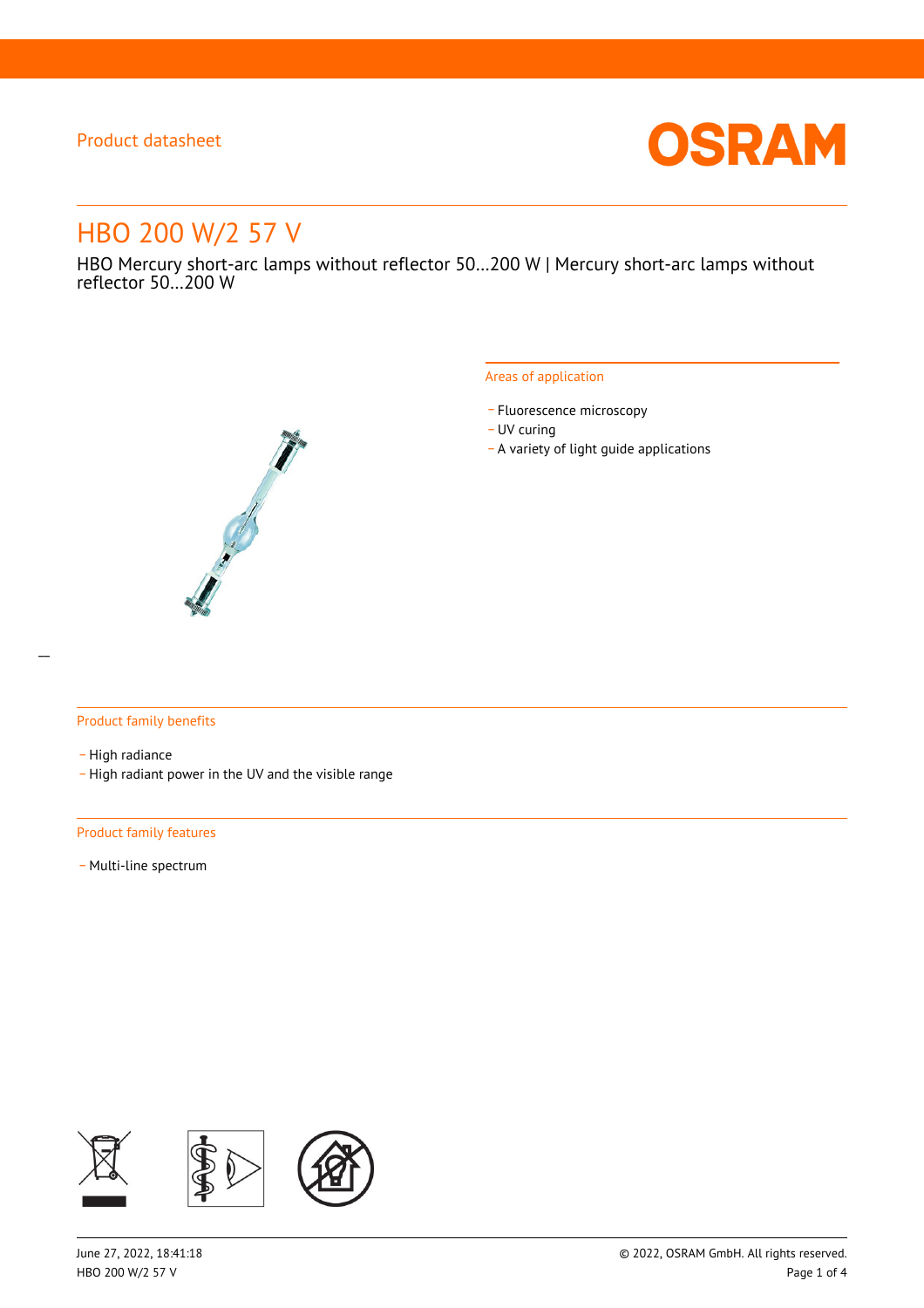Product datasheet

# HBO 200 W/2 57 V

HBO Mercury short-arc lamps without reflector 50…200 W | Mercury short-arc lamps without reflector 50…200 W

## Areas of application

- Fluorescence microscopy
- UV curing
- A variety of light guide applications

## Product family benefits

- High radiance
- High radiant power in the UV and the visible range

## Product family features

- Multi-line spectrum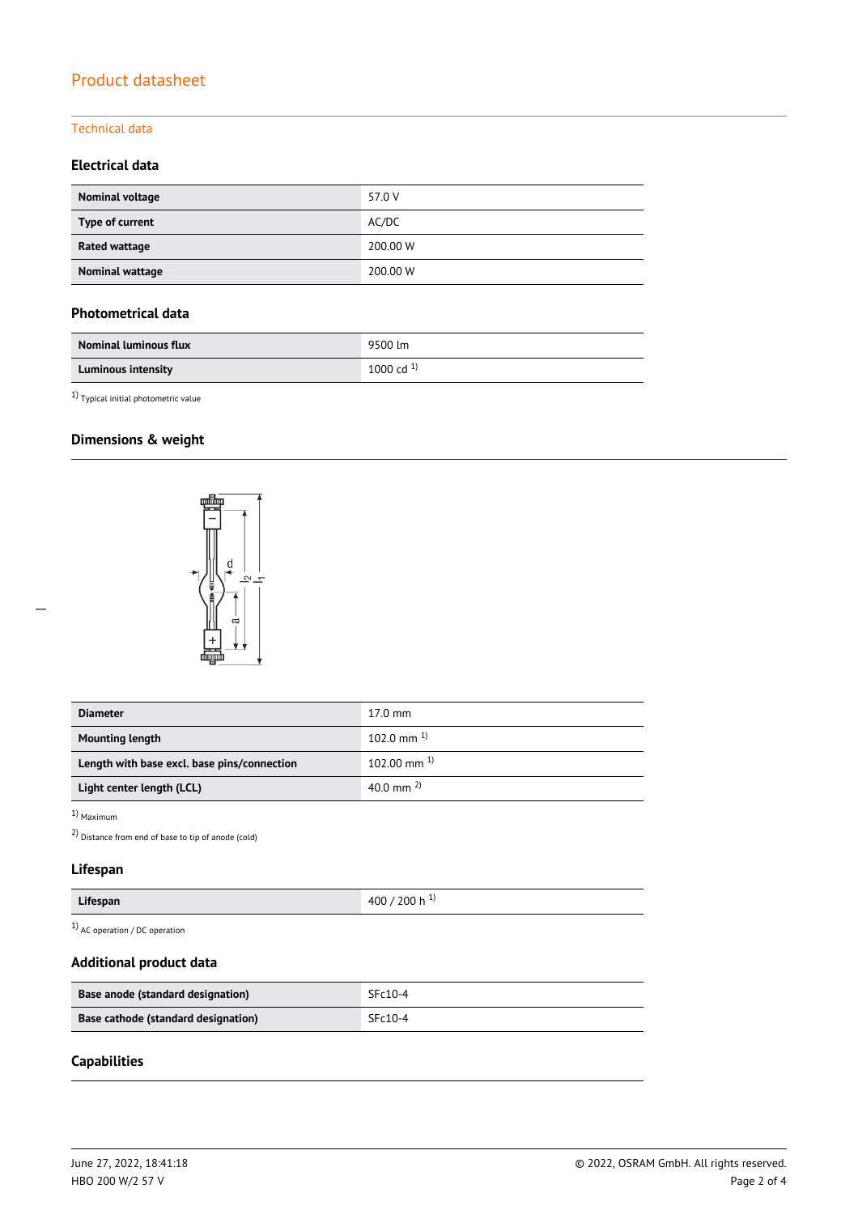Product datasheet

## Technical data

### Electrical data

| | |
|---|---|
| **Nominal voltage** | 57.0 V |
| **Type of current** | AC/DC |
| **Rated wattage** | 200.00 W |
| **Nominal wattage** | 200.00 W |

### Photometrical data

| | |
|---|---|
| **Nominal luminous flux** | 9500 lm |
| **Luminous intensity** | 1000 cd [1] |

[1] Typical initial photometric value

### Dimensions & weight

| | |
|---|---|
| **Diameter** | 17.0 mm |
| **Mounting length** | 102.0 mm [1] |
| **Length with base excl. base pins/connection** | 102.00 mm [1] |
| **Light center length (LCL)** | 40.0 mm [2] |

[1] Maximum

[2] Distance from end of base to tip of anode (cold)

### Lifespan

| | |
|---|---|
| **Lifespan** | 400 / 200 h [1] |

[1] AC operation / DC operation

### Additional product data

| | |
|---|---|
| **Base anode (standard designation)** | SFc10-4 |
| **Base cathode (standard designation)** | SFc10-4 |

### Capabilities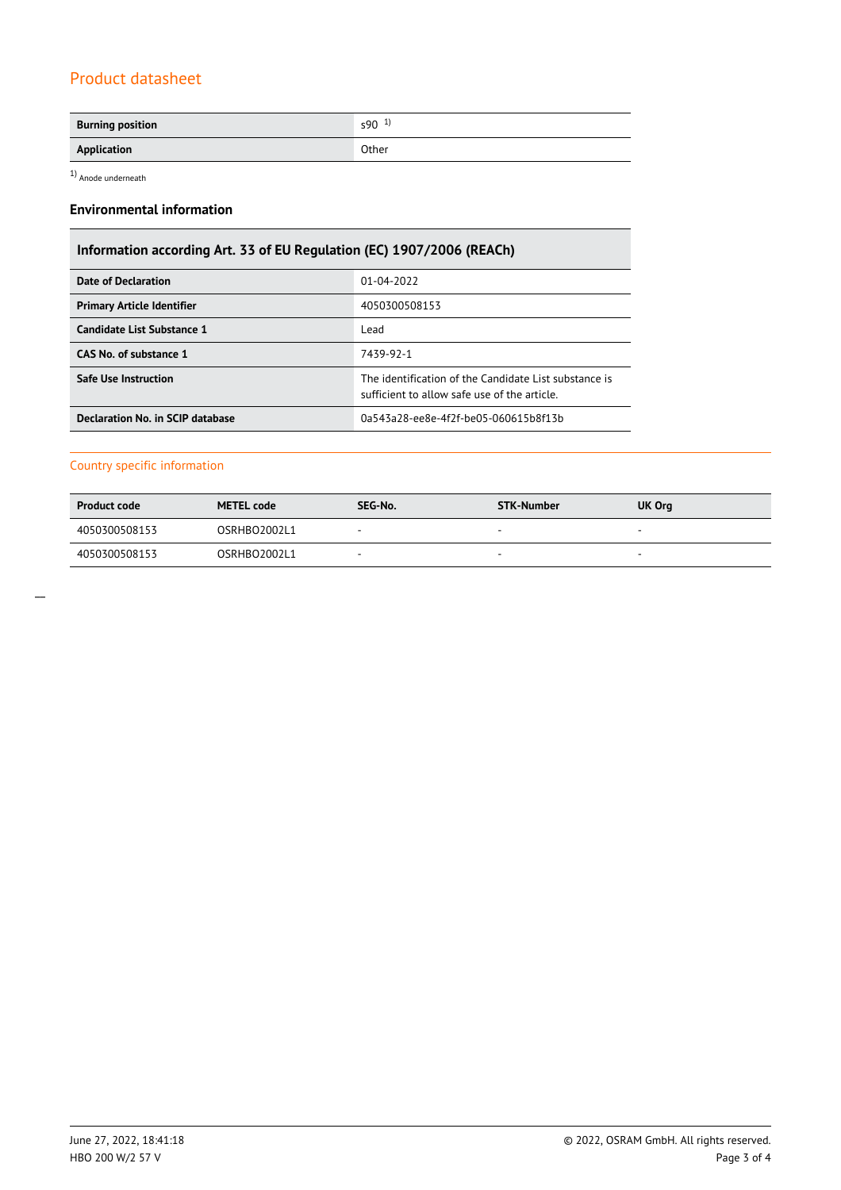# Product datasheet

| Burning position | s90 [1] |
|---|---|
| Application | Other |

[1] Anode underneath

### Environmental information

| Information according Art. 33 of EU Regulation (EC) 1907/2006 (REACh) | |
|---|---|
| Date of Declaration | 01-04-2022 |
| Primary Article Identifier | 4050300508153 |
| Candidate List Substance 1 | Lead |
| CAS No. of substance 1 | 7439-92-1 |
| Safe Use Instruction | The identification of the Candidate List substance is sufficient to allow safe use of the article. |
| Declaration No. in SCIP database | 0a543a28-ee8e-4f2f-be05-060615b8f13b |

## Country specific information

| Product code | METEL code | SEG-No. | STK-Number | UK Org |
|---|---|---|---|---|
| 4050300508153 | OSRHBO2002L1 | - | - | - |
| 4050300508153 | OSRHBO2002L1 | - | - | - |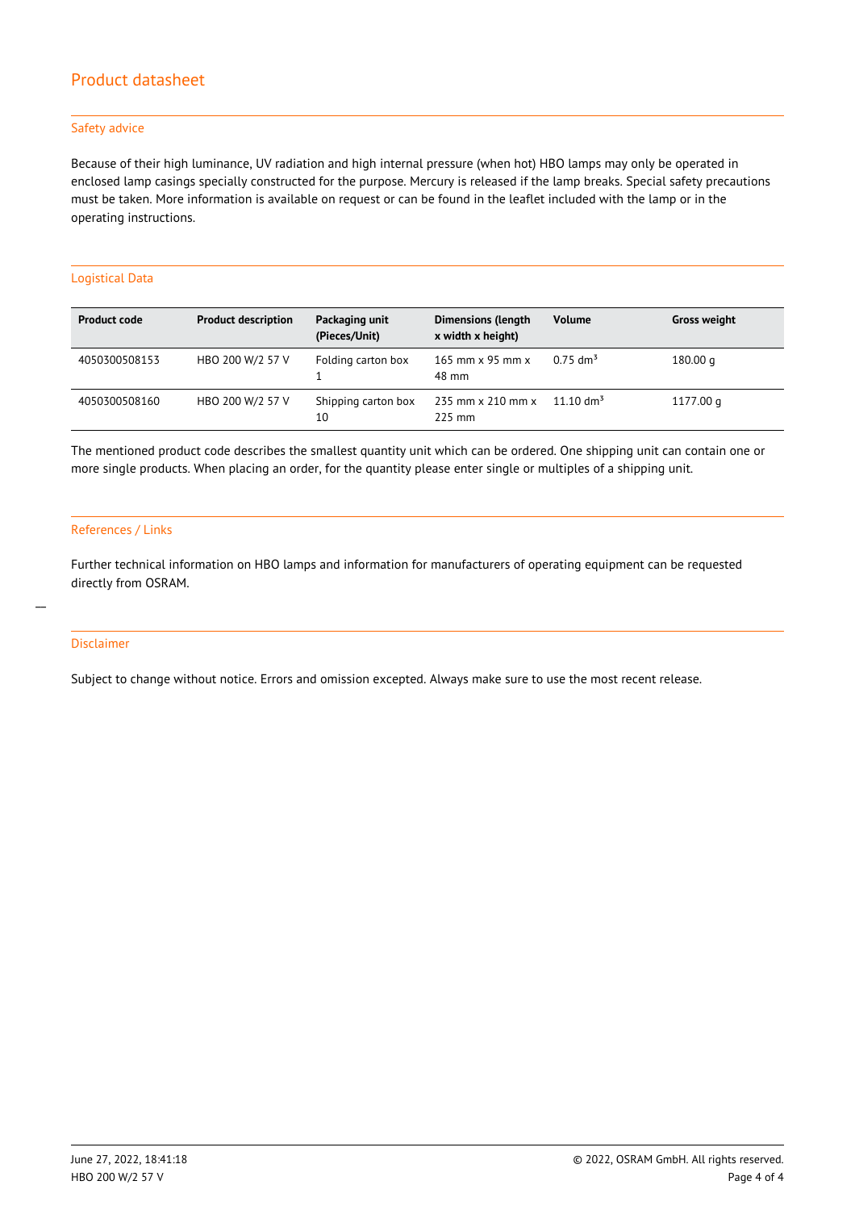## Safety advice

Because of their high luminance, UV radiation and high internal pressure (when hot) HBO lamps may only be operated in enclosed lamp casings specially constructed for the purpose. Mercury is released if the lamp breaks. Special safety precautions must be taken. More information is available on request or can be found in the leaflet included with the lamp or in the operating instructions.

## Logistical Data

| Product code | Product description | Packaging unit (Pieces/Unit) | Dimensions (length x width x height) | Volume | Gross weight |
|---|---|---|---|---|---|
| 4050300508153 | HBO 200 W/2 57 V | Folding carton box 1 | 165 mm x 95 mm x 48 mm | 0.75 $dm^3$ | 180.00 g |
| 4050300508160 | HBO 200 W/2 57 V | Shipping carton box 10 | 235 mm x 210 mm x 225 mm | 11.10 $dm^3$ | 1177.00 g |

The mentioned product code describes the smallest quantity unit which can be ordered. One shipping unit can contain one or more single products. When placing an order, for the quantity please enter single or multiples of a shipping unit.

## References / Links

Further technical information on HBO lamps and information for manufacturers of operating equipment can be requested directly from OSRAM.

## Disclaimer

Subject to change without notice. Errors and omission excepted. Always make sure to use the most recent release.